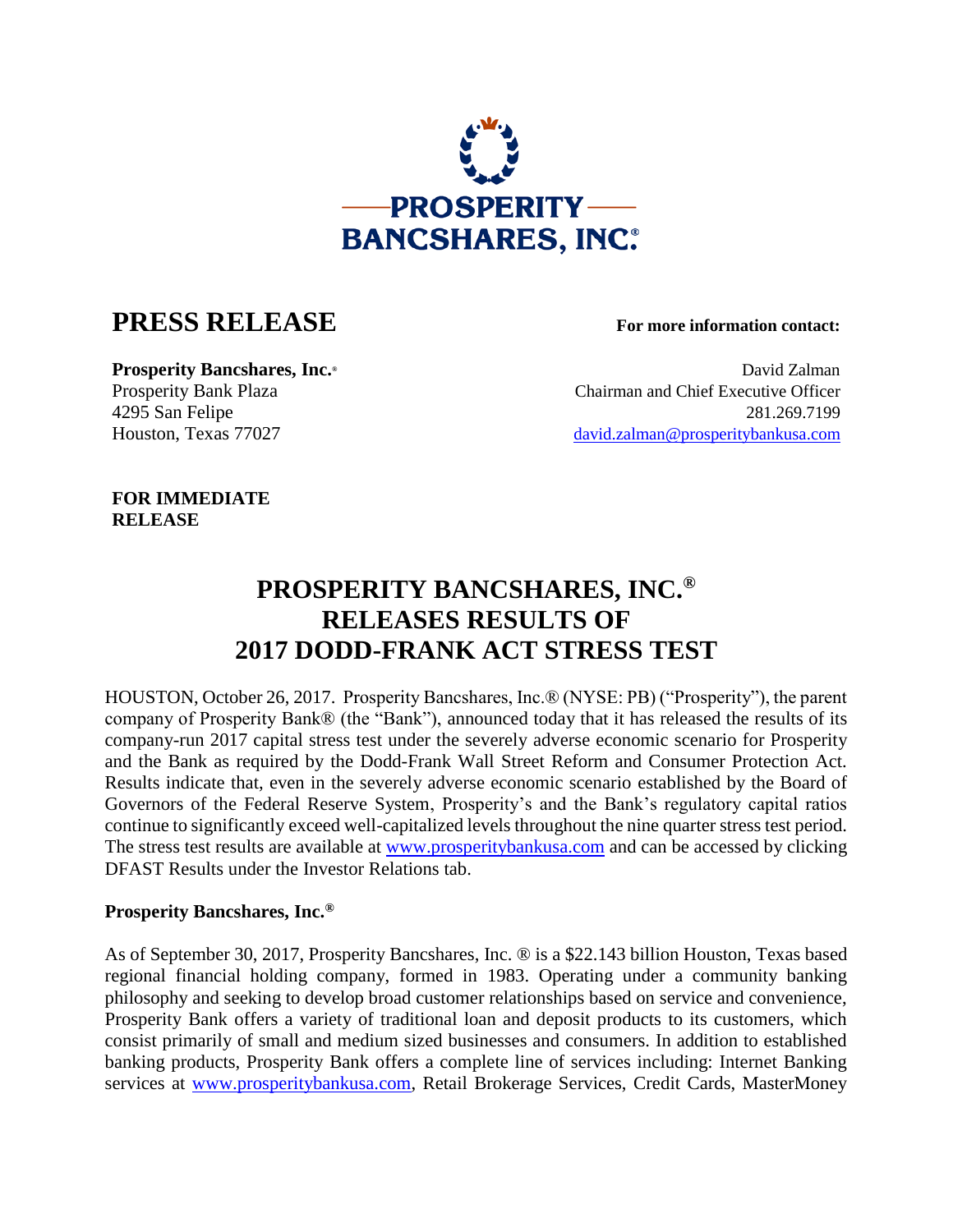PROSPERITY BANCSHARES, INC.®

# PRESS RELEASE

**For more information contact:**

**Prosperity Bancshares, Inc.®**
Prosperity Bank Plaza
4295 San Felipe
Houston, Texas 77027

David Zalman
Chairman and Chief Executive Officer
281.269.7199
david.zalman@prosperitybankusa.com

**FOR IMMEDIATE RELEASE**

# PROSPERITY BANCSHARES, INC.® RELEASES RESULTS OF 2017 DODD-FRANK ACT STRESS TEST

HOUSTON, October 26, 2017. Prosperity Bancshares, Inc.® (NYSE: PB) ("Prosperity"), the parent company of Prosperity Bank® (the "Bank"), announced today that it has released the results of its company-run 2017 capital stress test under the severely adverse economic scenario for Prosperity and the Bank as required by the Dodd-Frank Wall Street Reform and Consumer Protection Act. Results indicate that, even in the severely adverse economic scenario established by the Board of Governors of the Federal Reserve System, Prosperity's and the Bank's regulatory capital ratios continue to significantly exceed well-capitalized levels throughout the nine quarter stress test period. The stress test results are available at www.prosperitybankusa.com and can be accessed by clicking DFAST Results under the Investor Relations tab.

**Prosperity Bancshares, Inc.®**

As of September 30, 2017, Prosperity Bancshares, Inc. ® is a $22.143 billion Houston, Texas based regional financial holding company, formed in 1983. Operating under a community banking philosophy and seeking to develop broad customer relationships based on service and convenience, Prosperity Bank offers a variety of traditional loan and deposit products to its customers, which consist primarily of small and medium sized businesses and consumers. In addition to established banking products, Prosperity Bank offers a complete line of services including: Internet Banking services at www.prosperitybankusa.com, Retail Brokerage Services, Credit Cards, MasterMoney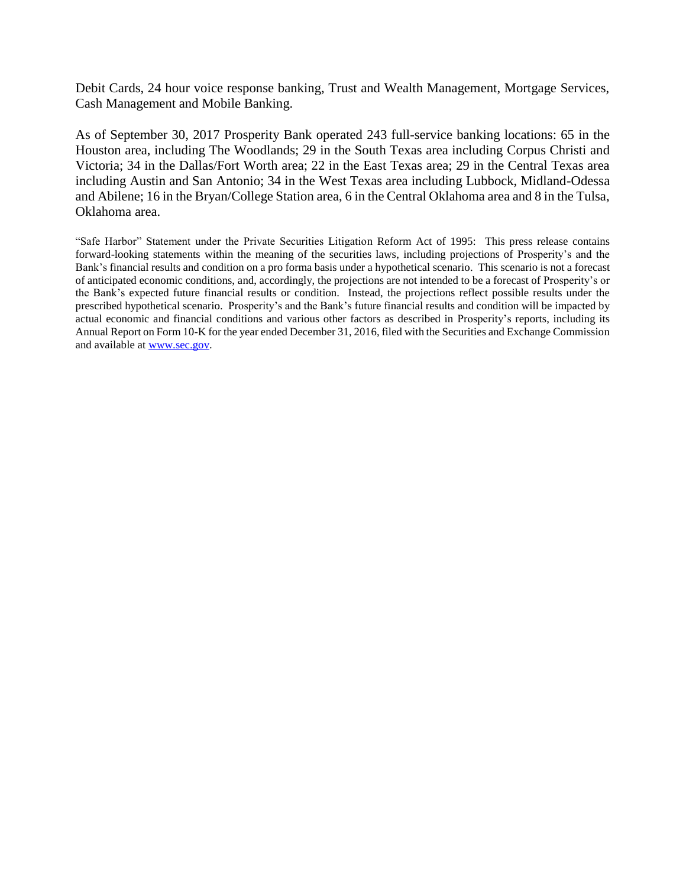Debit Cards, 24 hour voice response banking, Trust and Wealth Management, Mortgage Services, Cash Management and Mobile Banking.

As of September 30, 2017 Prosperity Bank operated 243 full-service banking locations: 65 in the Houston area, including The Woodlands; 29 in the South Texas area including Corpus Christi and Victoria; 34 in the Dallas/Fort Worth area; 22 in the East Texas area; 29 in the Central Texas area including Austin and San Antonio; 34 in the West Texas area including Lubbock, Midland-Odessa and Abilene; 16 in the Bryan/College Station area, 6 in the Central Oklahoma area and 8 in the Tulsa, Oklahoma area.

"Safe Harbor" Statement under the Private Securities Litigation Reform Act of 1995: This press release contains forward-looking statements within the meaning of the securities laws, including projections of Prosperity's and the Bank's financial results and condition on a pro forma basis under a hypothetical scenario. This scenario is not a forecast of anticipated economic conditions, and, accordingly, the projections are not intended to be a forecast of Prosperity's or the Bank's expected future financial results or condition. Instead, the projections reflect possible results under the prescribed hypothetical scenario. Prosperity's and the Bank's future financial results and condition will be impacted by actual economic and financial conditions and various other factors as described in Prosperity's reports, including its Annual Report on Form 10-K for the year ended December 31, 2016, filed with the Securities and Exchange Commission and available at [www.sec.gov](http://www.sec.gov).